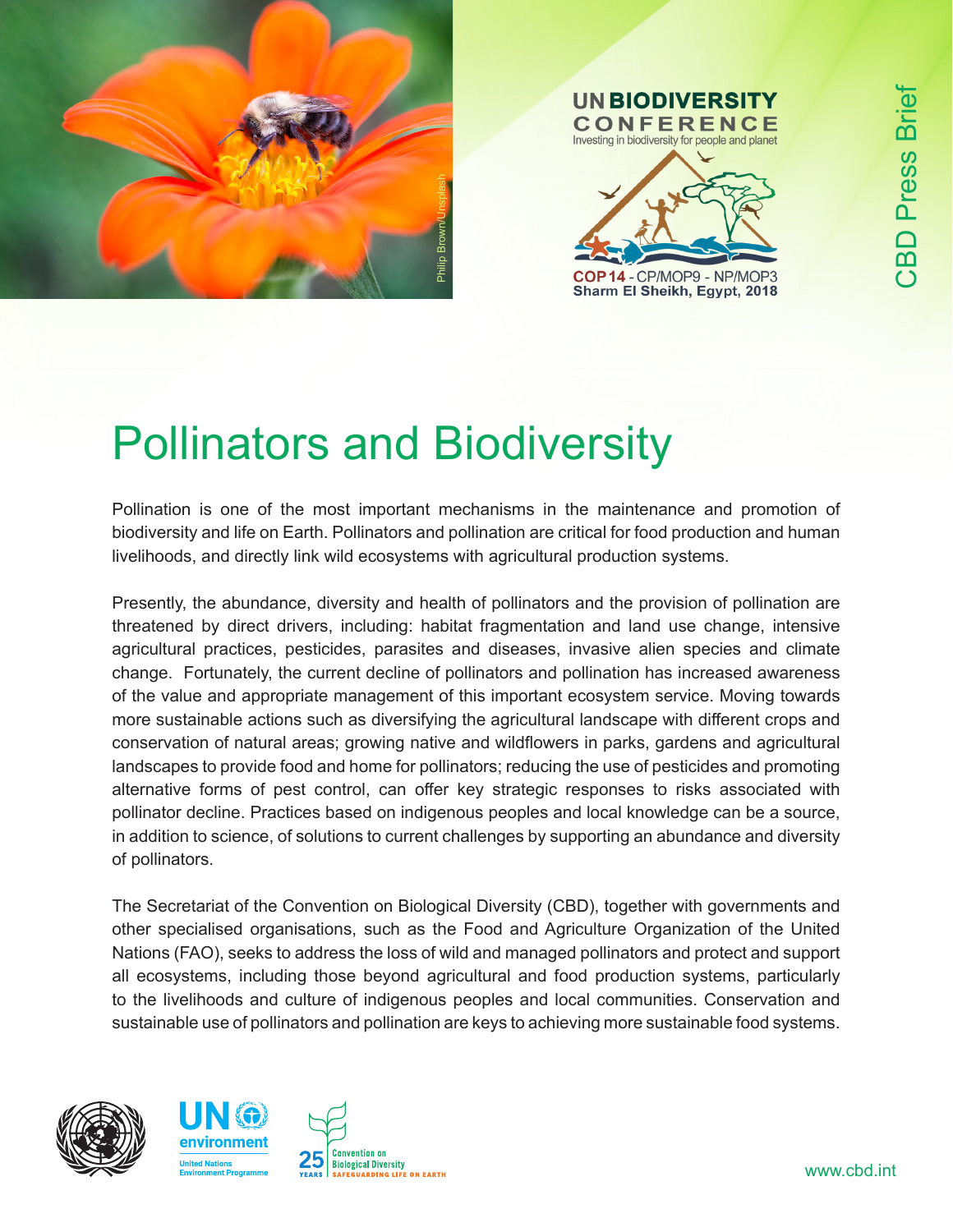UN BIODIVERSITY CONFERENCE

Investing in biodiversity for people and planet

COP 14 - CP/MOP9 - NP/MOP3

Sharm El Sheikh, Egypt, 2018

CBD Press Brief

# Pollinators and Biodiversity

Pollination is one of the most important mechanisms in the maintenance and promotion of biodiversity and life on Earth. Pollinators and pollination are critical for food production and human livelihoods, and directly link wild ecosystems with agricultural production systems.

Presently, the abundance, diversity and health of pollinators and the provision of pollination are threatened by direct drivers, including: habitat fragmentation and land use change, intensive agricultural practices, pesticides, parasites and diseases, invasive alien species and climate change. Fortunately, the current decline of pollinators and pollination has increased awareness of the value and appropriate management of this important ecosystem service. Moving towards more sustainable actions such as diversifying the agricultural landscape with different crops and conservation of natural areas; growing native and wildflowers in parks, gardens and agricultural landscapes to provide food and home for pollinators; reducing the use of pesticides and promoting alternative forms of pest control, can offer key strategic responses to risks associated with pollinator decline. Practices based on indigenous peoples and local knowledge can be a source, in addition to science, of solutions to current challenges by supporting an abundance and diversity of pollinators.

The Secretariat of the Convention on Biological Diversity (CBD), together with governments and other specialised organisations, such as the Food and Agriculture Organization of the United Nations (FAO), seeks to address the loss of wild and managed pollinators and protect and support all ecosystems, including those beyond agricultural and food production systems, particularly to the livelihoods and culture of indigenous peoples and local communities. Conservation and sustainable use of pollinators and pollination are keys to achieving more sustainable food systems.

www.cbd.int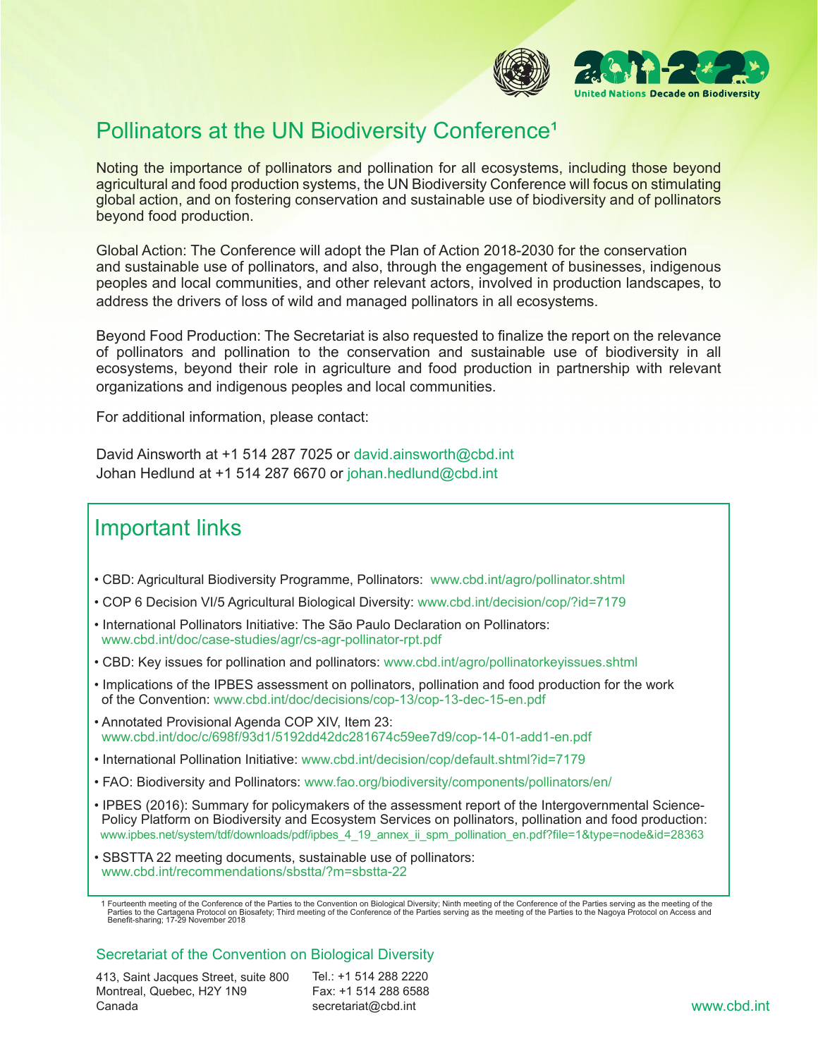# Pollinators at the UN Biodiversity Conference[1]

Noting the importance of pollinators and pollination for all ecosystems, including those beyond agricultural and food production systems, the UN Biodiversity Conference will focus on stimulating global action, and on fostering conservation and sustainable use of biodiversity and of pollinators beyond food production.

Global Action: The Conference will adopt the Plan of Action 2018-2030 for the conservation and sustainable use of pollinators, and also, through the engagement of businesses, indigenous peoples and local communities, and other relevant actors, involved in production landscapes, to address the drivers of loss of wild and managed pollinators in all ecosystems.

Beyond Food Production: The Secretariat is also requested to finalize the report on the relevance of pollinators and pollination to the conservation and sustainable use of biodiversity in all ecosystems, beyond their role in agriculture and food production in partnership with relevant organizations and indigenous peoples and local communities.

For additional information, please contact:

David Ainsworth at +1 514 287 7025 or david.ainsworth@cbd.int
Johan Hedlund at +1 514 287 6670 or johan.hedlund@cbd.int

## Important links

- CBD: Agricultural Biodiversity Programme, Pollinators: www.cbd.int/agro/pollinator.shtml
- COP 6 Decision VI/5 Agricultural Biological Diversity: www.cbd.int/decision/cop/?id=7179
- International Pollinators Initiative: The São Paulo Declaration on Pollinators: www.cbd.int/doc/case-studies/agr/cs-agr-pollinator-rpt.pdf
- CBD: Key issues for pollination and pollinators: www.cbd.int/agro/pollinatorkeyissues.shtml
- Implications of the IPBES assessment on pollinators, pollination and food production for the work of the Convention: www.cbd.int/doc/decisions/cop-13/cop-13-dec-15-en.pdf
- Annotated Provisional Agenda COP XIV, Item 23: www.cbd.int/doc/c/698f/93d1/5192dd42dc281674c59ee7d9/cop-14-01-add1-en.pdf
- International Pollination Initiative: www.cbd.int/decision/cop/default.shtml?id=7179
- FAO: Biodiversity and Pollinators: www.fao.org/biodiversity/components/pollinators/en/
- IPBES (2016): Summary for policymakers of the assessment report of the Intergovernmental Science-Policy Platform on Biodiversity and Ecosystem Services on pollinators, pollination and food production: www.ipbes.net/system/tdf/downloads/pdf/ipbes_4_19_annex_ii_spm_pollination_en.pdf?file=1&type=node&id=28363
- SBSTTA 22 meeting documents, sustainable use of pollinators: www.cbd.int/recommendations/sbstta/?m=sbstta-22

1 Fourteenth meeting of the Conference of the Parties to the Convention on Biological Diversity; Ninth meeting of the Conference of the Parties serving as the meeting of the Parties to the Cartagena Protocol on Biosafety; Third meeting of the Conference of the Parties serving as the meeting of the Parties to the Nagoya Protocol on Access and Benefit-sharing; 17-29 November 2018

### Secretariat of the Convention on Biological Diversity

413, Saint Jacques Street, suite 800
Montreal, Quebec, H2Y 1N9
Canada

Tel.: +1 514 288 2220
Fax: +1 514 288 6588
secretariat@cbd.int

www.cbd.int